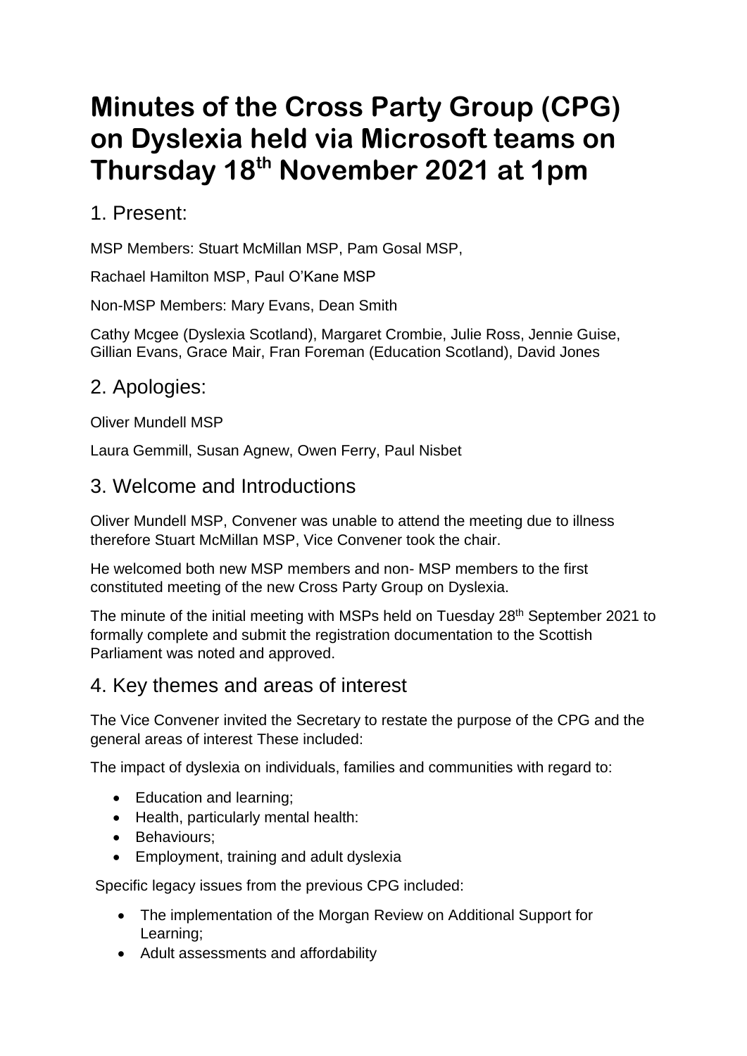# Minutes of the Cross Party Group (CPG) on Dyslexia held via Microsoft teams on Thursday 18th November 2021 at 1pm

## 1. Present:

MSP Members: Stuart McMillan MSP, Pam Gosal MSP,

Rachael Hamilton MSP, Paul O'Kane MSP

Non-MSP Members: Mary Evans, Dean Smith

Cathy Mcgee (Dyslexia Scotland), Margaret Crombie, Julie Ross, Jennie Guise, Gillian Evans, Grace Mair, Fran Foreman (Education Scotland), David Jones

## 2. Apologies:

Oliver Mundell MSP

Laura Gemmill, Susan Agnew, Owen Ferry, Paul Nisbet

## 3. Welcome and Introductions

Oliver Mundell MSP, Convener was unable to attend the meeting due to illness therefore Stuart McMillan MSP, Vice Convener took the chair.

He welcomed both new MSP members and non- MSP members to the first constituted meeting of the new Cross Party Group on Dyslexia.

The minute of the initial meeting with MSPs held on Tuesday 28th September 2021 to formally complete and submit the registration documentation to the Scottish Parliament was noted and approved.

## 4. Key themes and areas of interest

The Vice Convener invited the Secretary to restate the purpose of the CPG and the general areas of interest These included:

The impact of dyslexia on individuals, families and communities with regard to:

- Education and learning;
- Health, particularly mental health:
- Behaviours;
- Employment, training and adult dyslexia

Specific legacy issues from the previous CPG included:

- The implementation of the Morgan Review on Additional Support for Learning;
- Adult assessments and affordability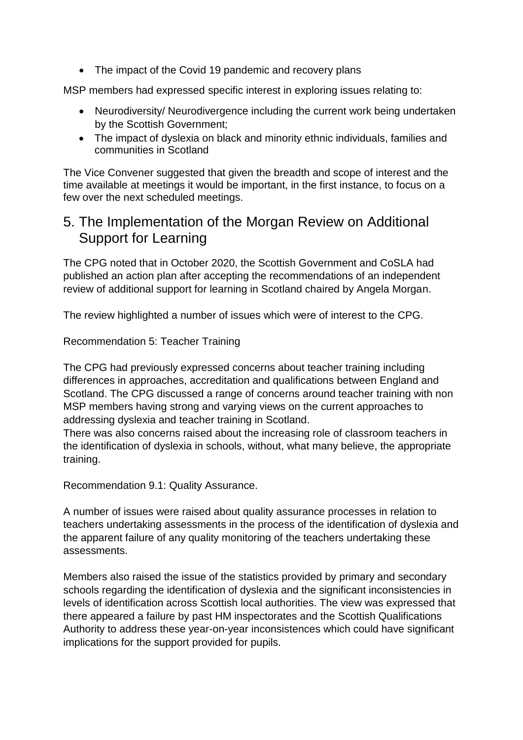- The impact of the Covid 19 pandemic and recovery plans

MSP members had expressed specific interest in exploring issues relating to:

- Neurodiversity/ Neurodivergence including the current work being undertaken by the Scottish Government;
- The impact of dyslexia on black and minority ethnic individuals, families and communities in Scotland

The Vice Convener suggested that given the breadth and scope of interest and the time available at meetings it would be important, in the first instance, to focus on a few over the next scheduled meetings.

## 5. The Implementation of the Morgan Review on Additional Support for Learning

The CPG noted that in October 2020, the Scottish Government and CoSLA had published an action plan after accepting the recommendations of an independent review of additional support for learning in Scotland chaired by Angela Morgan.

The review highlighted a number of issues which were of interest to the CPG.

Recommendation 5: Teacher Training

The CPG had previously expressed concerns about teacher training including differences in approaches, accreditation and qualifications between England and Scotland. The CPG discussed a range of concerns around teacher training with non MSP members having strong and varying views on the current approaches to addressing dyslexia and teacher training in Scotland.
There was also concerns raised about the increasing role of classroom teachers in the identification of dyslexia in schools, without, what many believe, the appropriate training.

Recommendation 9.1: Quality Assurance.

A number of issues were raised about quality assurance processes in relation to teachers undertaking assessments in the process of the identification of dyslexia and the apparent failure of any quality monitoring of the teachers undertaking these assessments.

Members also raised the issue of the statistics provided by primary and secondary schools regarding the identification of dyslexia and the significant inconsistencies in levels of identification across Scottish local authorities. The view was expressed that there appeared a failure by past HM inspectorates and the Scottish Qualifications Authority to address these year-on-year inconsistences which could have significant implications for the support provided for pupils.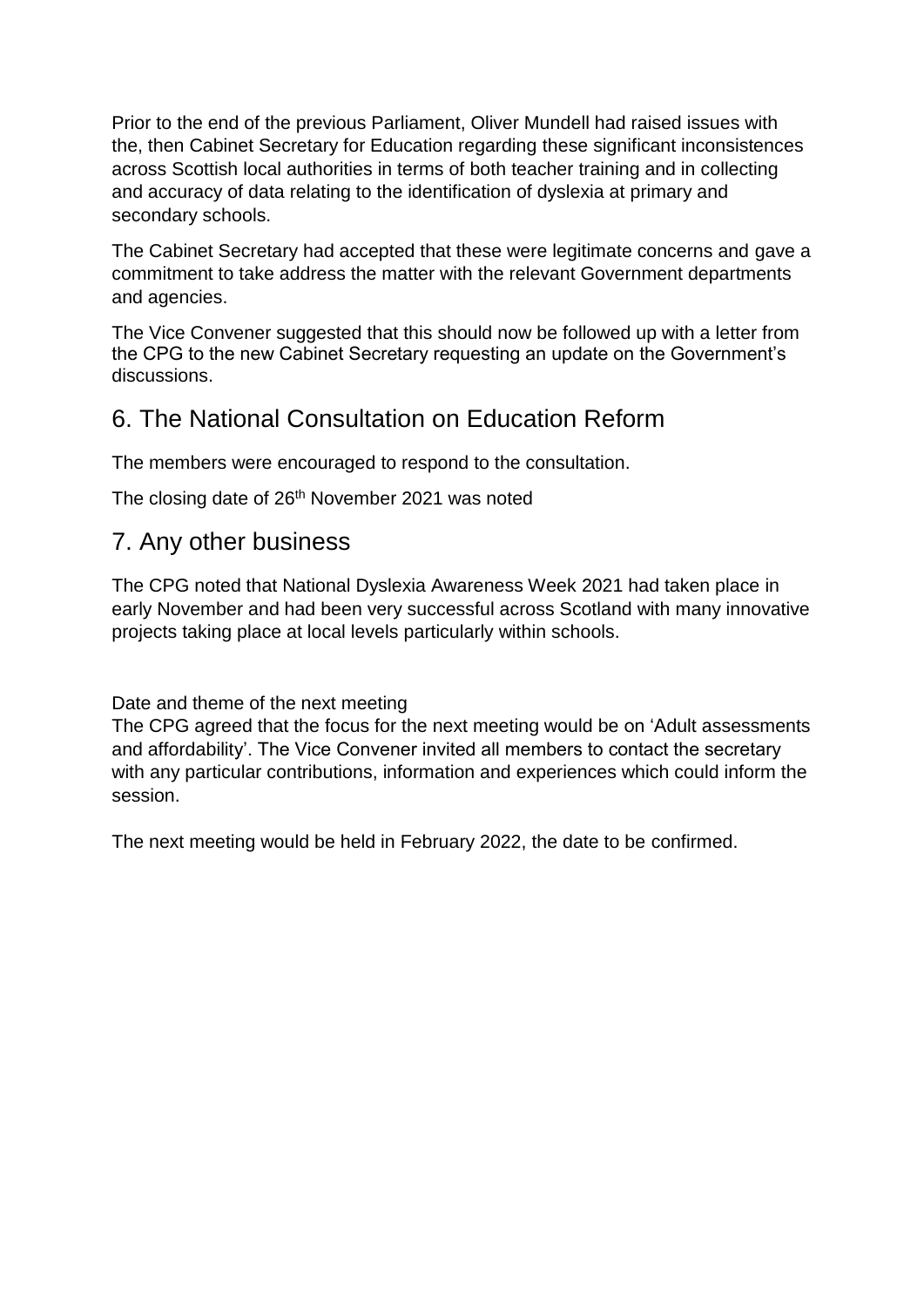Prior to the end of the previous Parliament, Oliver Mundell had raised issues with the, then Cabinet Secretary for Education regarding these significant inconsistences across Scottish local authorities in terms of both teacher training and in collecting and accuracy of data relating to the identification of dyslexia at primary and secondary schools.

The Cabinet Secretary had accepted that these were legitimate concerns and gave a commitment to take address the matter with the relevant Government departments and agencies.

The Vice Convener suggested that this should now be followed up with a letter from the CPG to the new Cabinet Secretary requesting an update on the Government's discussions.

## 6. The National Consultation on Education Reform

The members were encouraged to respond to the consultation.

The closing date of 26th November 2021 was noted

## 7. Any other business

The CPG noted that National Dyslexia Awareness Week 2021 had taken place in early November and had been very successful across Scotland with many innovative projects taking place at local levels particularly within schools.

Date and theme of the next meeting

The CPG agreed that the focus for the next meeting would be on 'Adult assessments and affordability'. The Vice Convener invited all members to contact the secretary with any particular contributions, information and experiences which could inform the session.

The next meeting would be held in February 2022, the date to be confirmed.